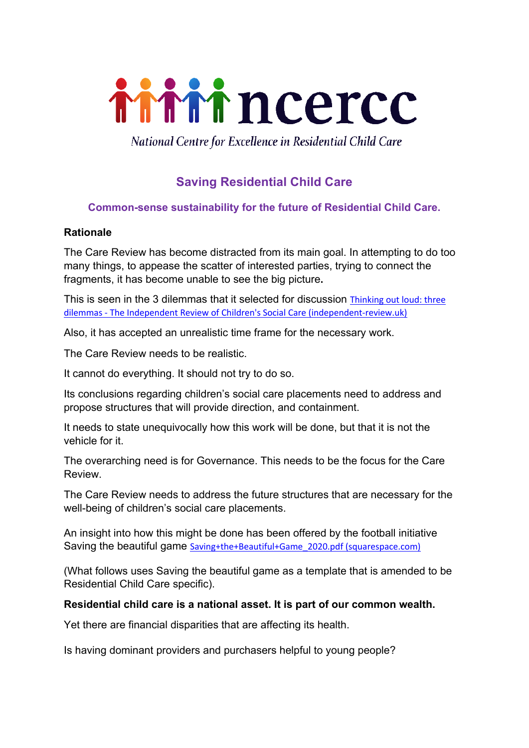ncercc

National Centre for Excellence in Residential Child Care

# Saving Residential Child Care

### Common-sense sustainability for the future of Residential Child Care.

**Rationale**

The Care Review has become distracted from its main goal. In attempting to do too many things, to appease the scatter of interested parties, trying to connect the fragments, it has become unable to see the big picture**.**

This is seen in the 3 dilemmas that it selected for discussion [Thinking out loud: three dilemmas - The Independent Review of Children's Social Care (independent-review.uk)]

Also, it has accepted an unrealistic time frame for the necessary work.

The Care Review needs to be realistic.

It cannot do everything. It should not try to do so.

Its conclusions regarding children's social care placements need to address and propose structures that will provide direction, and containment.

It needs to state unequivocally how this work will be done, but that it is not the vehicle for it.

The overarching need is for Governance. This needs to be the focus for the Care Review.

The Care Review needs to address the future structures that are necessary for the well-being of children's social care placements.

An insight into how this might be done has been offered by the football initiative Saving the beautiful game [Saving+the+Beautiful+Game_2020.pdf (squarespace.com)]

(What follows uses Saving the beautiful game as a template that is amended to be Residential Child Care specific).

**Residential child care is a national asset. It is part of our common wealth.**

Yet there are financial disparities that are affecting its health.

Is having dominant providers and purchasers helpful to young people?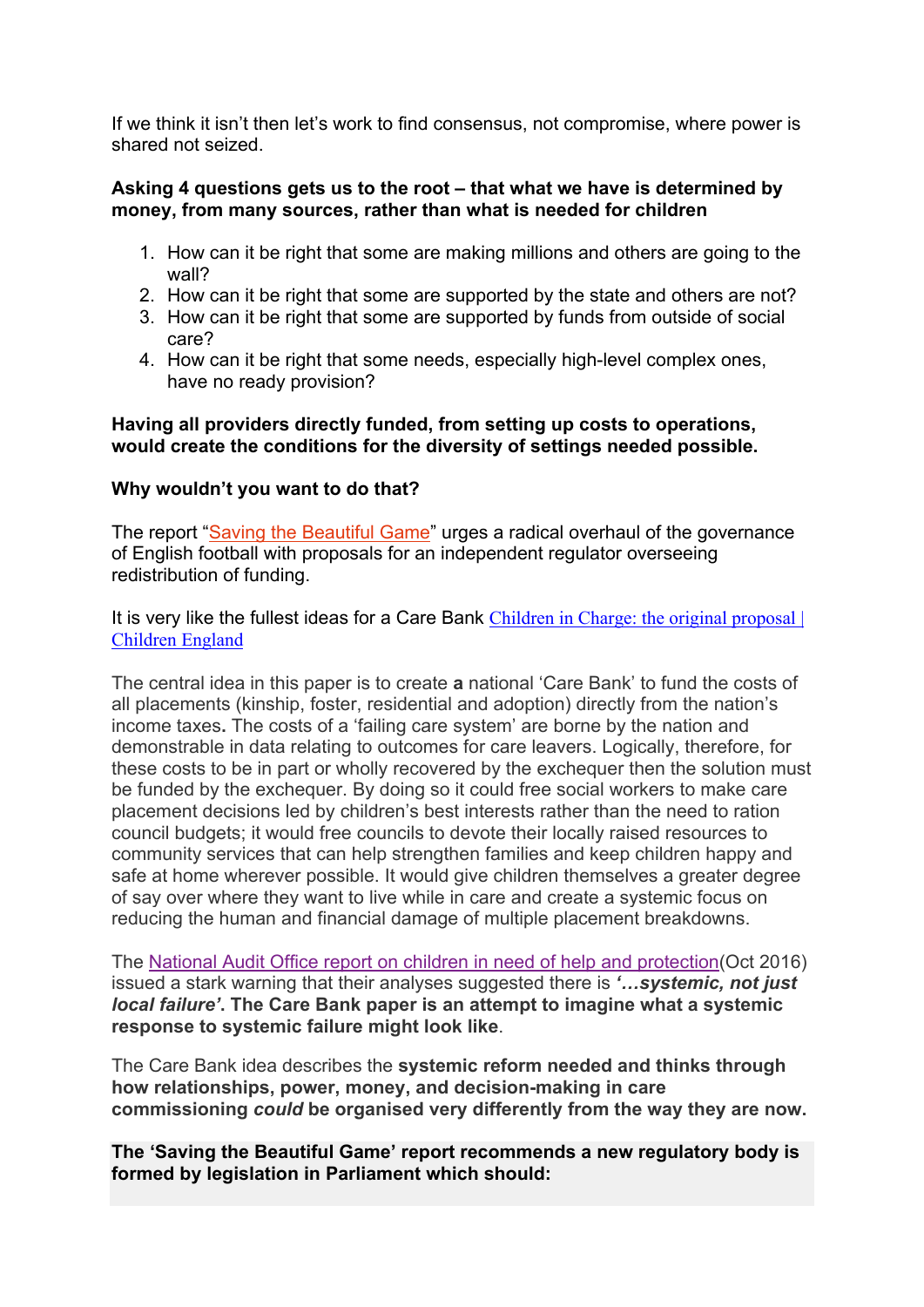If we think it isn't then let's work to find consensus, not compromise, where power is shared not seized.

**Asking 4 questions gets us to the root – that what we have is determined by money, from many sources, rather than what is needed for children**

1. How can it be right that some are making millions and others are going to the wall?
2. How can it be right that some are supported by the state and others are not?
3. How can it be right that some are supported by funds from outside of social care?
4. How can it be right that some needs, especially high-level complex ones, have no ready provision?

**Having all providers directly funded, from setting up costs to operations, would create the conditions for the diversity of settings needed possible.**

**Why wouldn't you want to do that?**

The report "Saving the Beautiful Game" urges a radical overhaul of the governance of English football with proposals for an independent regulator overseeing redistribution of funding.

It is very like the fullest ideas for a Care Bank Children in Charge: the original proposal | Children England

The central idea in this paper is to create **a** national 'Care Bank' to fund the costs of all placements (kinship, foster, residential and adoption) directly from the nation's income taxes**.** The costs of a 'failing care system' are borne by the nation and demonstrable in data relating to outcomes for care leavers. Logically, therefore, for these costs to be in part or wholly recovered by the exchequer then the solution must be funded by the exchequer. By doing so it could free social workers to make care placement decisions led by children's best interests rather than the need to ration council budgets; it would free councils to devote their locally raised resources to community services that can help strengthen families and keep children happy and safe at home wherever possible. It would give children themselves a greater degree of say over where they want to live while in care and create a systemic focus on reducing the human and financial damage of multiple placement breakdowns.

The National Audit Office report on children in need of help and protection(Oct 2016) issued a stark warning that their analyses suggested there is ***'…systemic, not just local failure'***. **The Care Bank paper is an attempt to imagine what a systemic response to systemic failure might look like**.

The Care Bank idea describes the **systemic reform needed and thinks through how relationships, power, money, and decision-making in care commissioning *could* be organised very differently from the way they are now.**

**The 'Saving the Beautiful Game' report recommends a new regulatory body is formed by legislation in Parliament which should:**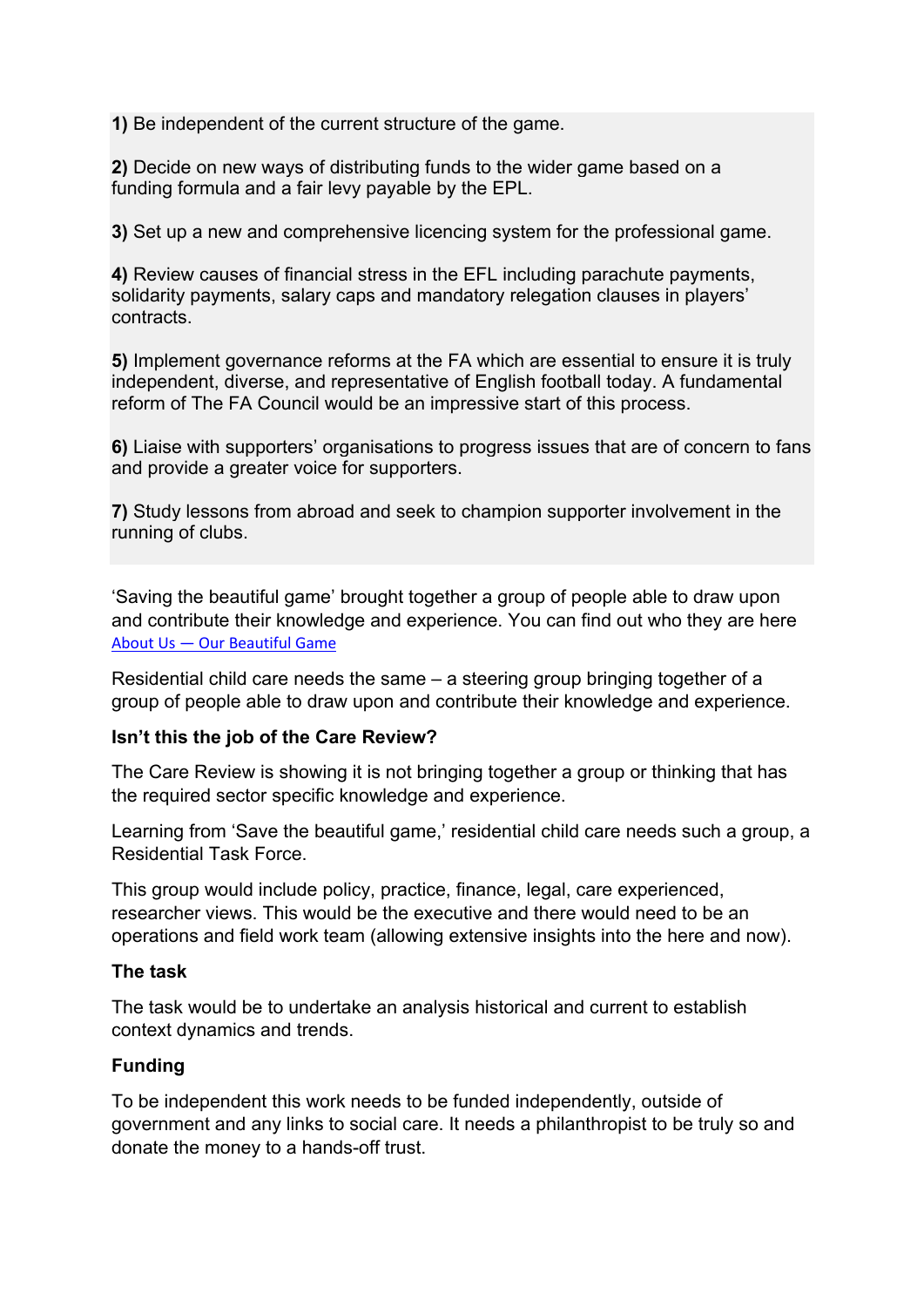**1)** Be independent of the current structure of the game.

**2)** Decide on new ways of distributing funds to the wider game based on a funding formula and a fair levy payable by the EPL.

**3)** Set up a new and comprehensive licencing system for the professional game.

**4)** Review causes of financial stress in the EFL including parachute payments, solidarity payments, salary caps and mandatory relegation clauses in players' contracts.

**5)** Implement governance reforms at the FA which are essential to ensure it is truly independent, diverse, and representative of English football today. A fundamental reform of The FA Council would be an impressive start of this process.

**6)** Liaise with supporters' organisations to progress issues that are of concern to fans and provide a greater voice for supporters.

**7)** Study lessons from abroad and seek to champion supporter involvement in the running of clubs.

'Saving the beautiful game' brought together a group of people able to draw upon and contribute their knowledge and experience. You can find out who they are here [About Us — Our Beautiful Game]

Residential child care needs the same – a steering group bringing together of a group of people able to draw upon and contribute their knowledge and experience.

**Isn't this the job of the Care Review?**

The Care Review is showing it is not bringing together a group or thinking that has the required sector specific knowledge and experience.

Learning from 'Save the beautiful game,' residential child care needs such a group, a Residential Task Force.

This group would include policy, practice, finance, legal, care experienced, researcher views. This would be the executive and there would need to be an operations and field work team (allowing extensive insights into the here and now).

**The task**

The task would be to undertake an analysis historical and current to establish context dynamics and trends.

**Funding**

To be independent this work needs to be funded independently, outside of government and any links to social care. It needs a philanthropist to be truly so and donate the money to a hands-off trust.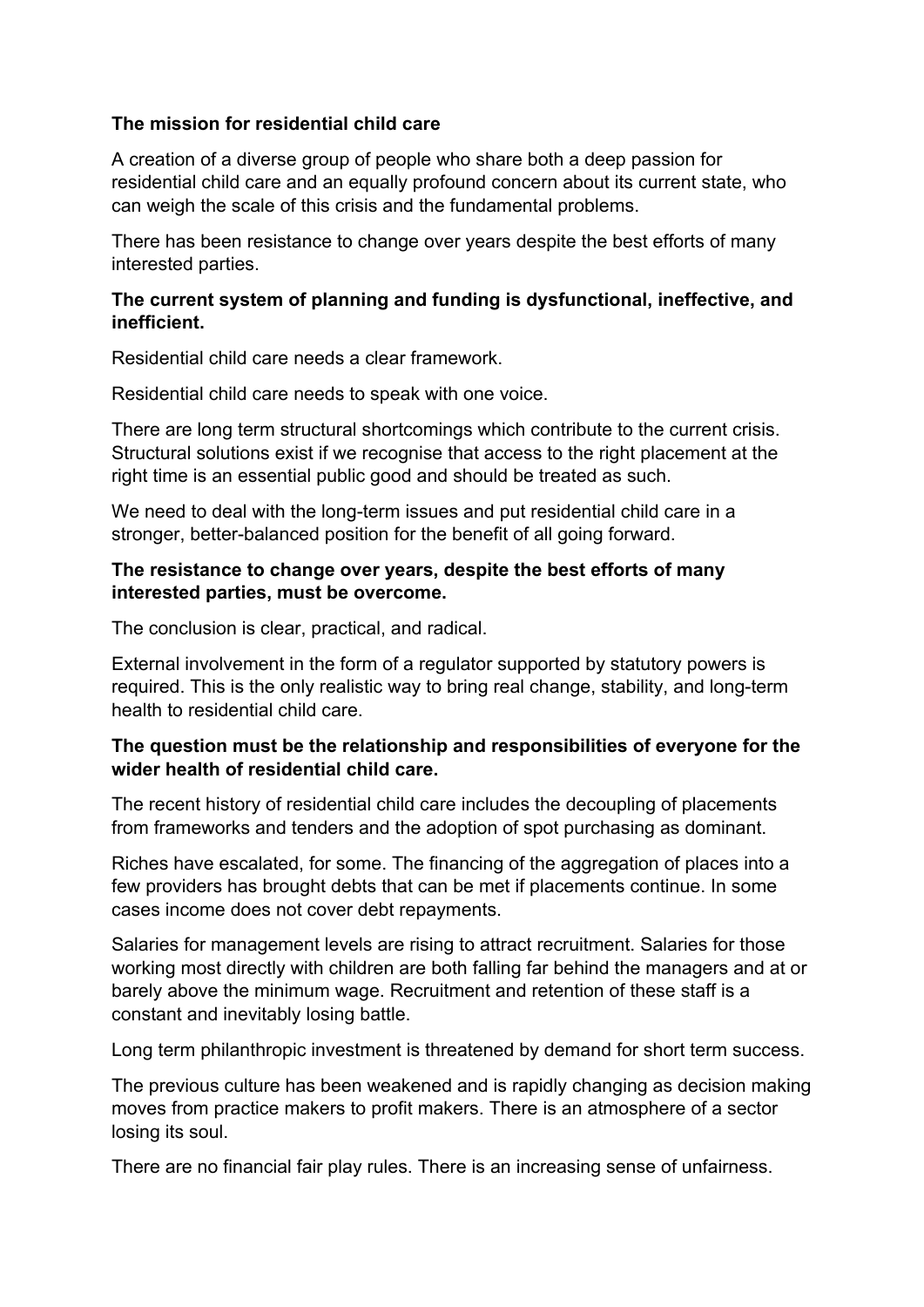**The mission for residential child care**

A creation of a diverse group of people who share both a deep passion for residential child care and an equally profound concern about its current state, who can weigh the scale of this crisis and the fundamental problems.

There has been resistance to change over years despite the best efforts of many interested parties.

**The current system of planning and funding is dysfunctional, ineffective, and inefficient.**

Residential child care needs a clear framework.

Residential child care needs to speak with one voice.

There are long term structural shortcomings which contribute to the current crisis. Structural solutions exist if we recognise that access to the right placement at the right time is an essential public good and should be treated as such.

We need to deal with the long-term issues and put residential child care in a stronger, better-balanced position for the benefit of all going forward.

**The resistance to change over years, despite the best efforts of many interested parties, must be overcome.**

The conclusion is clear, practical, and radical.

External involvement in the form of a regulator supported by statutory powers is required. This is the only realistic way to bring real change, stability, and long-term health to residential child care.

**The question must be the relationship and responsibilities of everyone for the wider health of residential child care.**

The recent history of residential child care includes the decoupling of placements from frameworks and tenders and the adoption of spot purchasing as dominant.

Riches have escalated, for some. The financing of the aggregation of places into a few providers has brought debts that can be met if placements continue. In some cases income does not cover debt repayments.

Salaries for management levels are rising to attract recruitment. Salaries for those working most directly with children are both falling far behind the managers and at or barely above the minimum wage. Recruitment and retention of these staff is a constant and inevitably losing battle.

Long term philanthropic investment is threatened by demand for short term success.

The previous culture has been weakened and is rapidly changing as decision making moves from practice makers to profit makers. There is an atmosphere of a sector losing its soul.

There are no financial fair play rules. There is an increasing sense of unfairness.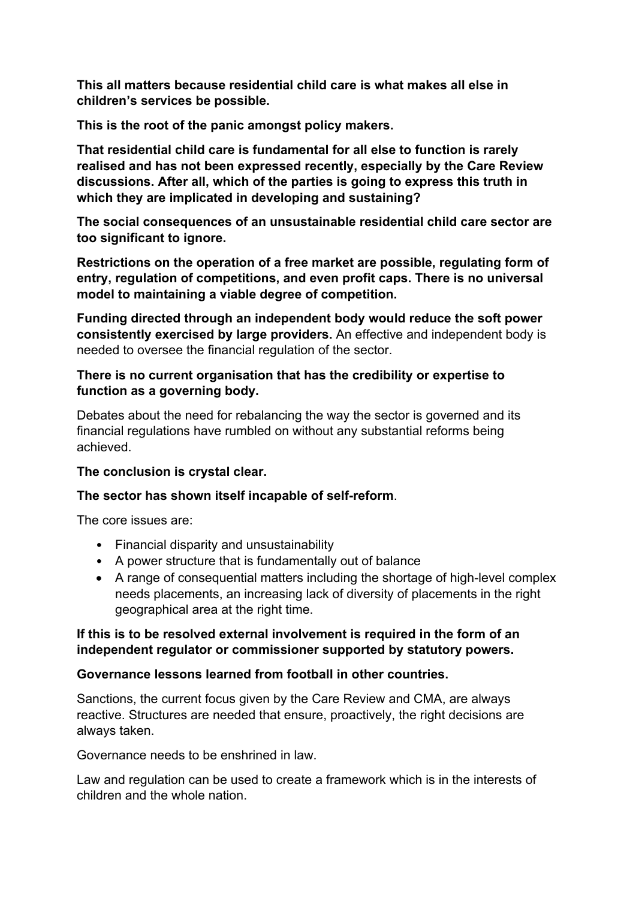**This all matters because residential child care is what makes all else in children's services be possible.**

**This is the root of the panic amongst policy makers.**

**That residential child care is fundamental for all else to function is rarely realised and has not been expressed recently, especially by the Care Review discussions. After all, which of the parties is going to express this truth in which they are implicated in developing and sustaining?**

**The social consequences of an unsustainable residential child care sector are too significant to ignore.**

**Restrictions on the operation of a free market are possible, regulating form of entry, regulation of competitions, and even profit caps. There is no universal model to maintaining a viable degree of competition.**

**Funding directed through an independent body would reduce the soft power consistently exercised by large providers.** An effective and independent body is needed to oversee the financial regulation of the sector.

**There is no current organisation that has the credibility or expertise to function as a governing body.**

Debates about the need for rebalancing the way the sector is governed and its financial regulations have rumbled on without any substantial reforms being achieved.

**The conclusion is crystal clear.**

**The sector has shown itself incapable of self-reform**.

The core issues are:

- Financial disparity and unsustainability
- A power structure that is fundamentally out of balance
- A range of consequential matters including the shortage of high-level complex needs placements, an increasing lack of diversity of placements in the right geographical area at the right time.

**If this is to be resolved external involvement is required in the form of an independent regulator or commissioner supported by statutory powers.**

**Governance lessons learned from football in other countries.**

Sanctions, the current focus given by the Care Review and CMA, are always reactive. Structures are needed that ensure, proactively, the right decisions are always taken.

Governance needs to be enshrined in law.

Law and regulation can be used to create a framework which is in the interests of children and the whole nation.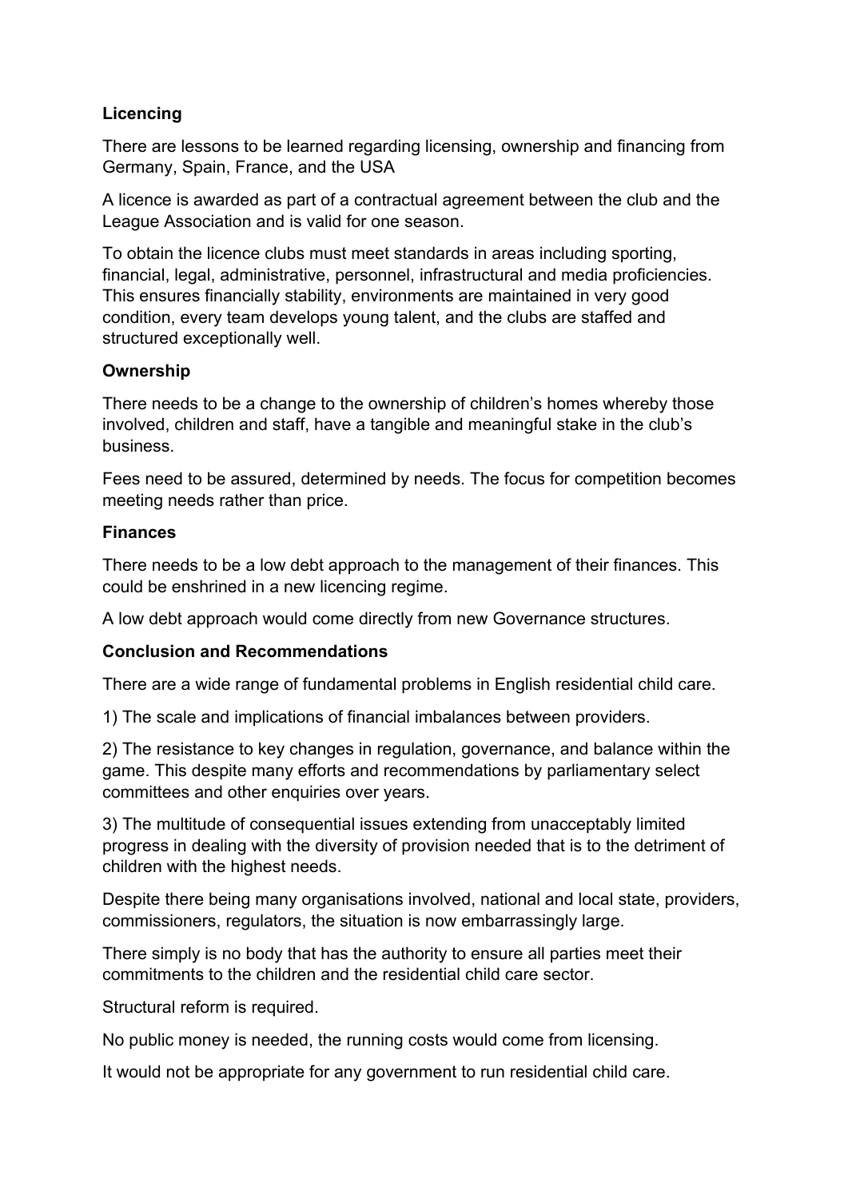**Licencing**

There are lessons to be learned regarding licensing, ownership and financing from Germany, Spain, France, and the USA

A licence is awarded as part of a contractual agreement between the club and the League Association and is valid for one season.

To obtain the licence clubs must meet standards in areas including sporting, financial, legal, administrative, personnel, infrastructural and media proficiencies. This ensures financially stability, environments are maintained in very good condition, every team develops young talent, and the clubs are staffed and structured exceptionally well.

**Ownership**

There needs to be a change to the ownership of children's homes whereby those involved, children and staff, have a tangible and meaningful stake in the club's business.

Fees need to be assured, determined by needs. The focus for competition becomes meeting needs rather than price.

**Finances**

There needs to be a low debt approach to the management of their finances. This could be enshrined in a new licencing regime.

A low debt approach would come directly from new Governance structures.

**Conclusion and Recommendations**

There are a wide range of fundamental problems in English residential child care.

1) The scale and implications of financial imbalances between providers.

2) The resistance to key changes in regulation, governance, and balance within the game. This despite many efforts and recommendations by parliamentary select committees and other enquiries over years.

3) The multitude of consequential issues extending from unacceptably limited progress in dealing with the diversity of provision needed that is to the detriment of children with the highest needs.

Despite there being many organisations involved, national and local state, providers, commissioners, regulators, the situation is now embarrassingly large.

There simply is no body that has the authority to ensure all parties meet their commitments to the children and the residential child care sector.

Structural reform is required.

No public money is needed, the running costs would come from licensing.

It would not be appropriate for any government to run residential child care.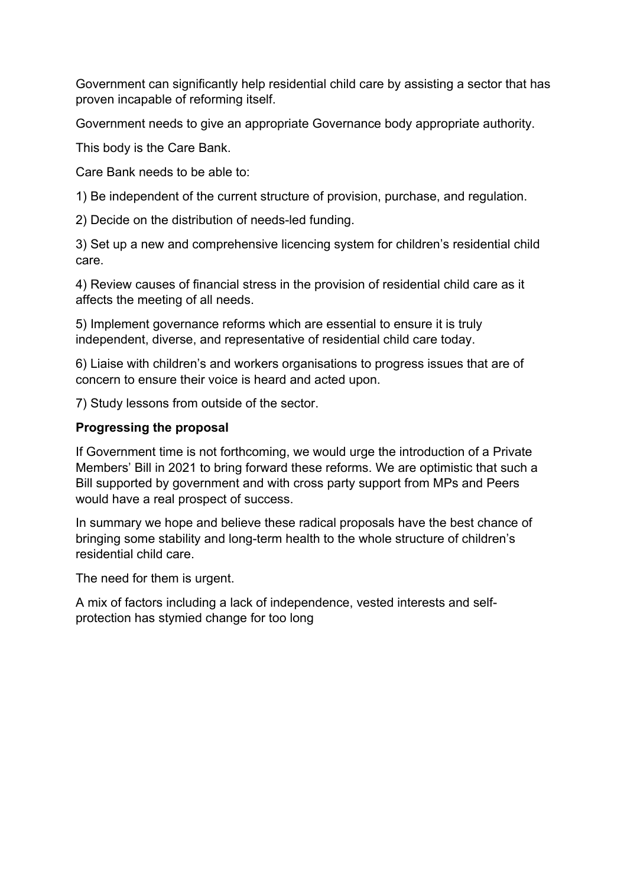Government can significantly help residential child care by assisting a sector that has proven incapable of reforming itself.

Government needs to give an appropriate Governance body appropriate authority.

This body is the Care Bank.

Care Bank needs to be able to:

1) Be independent of the current structure of provision, purchase, and regulation.

2) Decide on the distribution of needs-led funding.

3) Set up a new and comprehensive licencing system for children's residential child care.

4) Review causes of financial stress in the provision of residential child care as it affects the meeting of all needs.

5) Implement governance reforms which are essential to ensure it is truly independent, diverse, and representative of residential child care today.

6) Liaise with children's and workers organisations to progress issues that are of concern to ensure their voice is heard and acted upon.

7) Study lessons from outside of the sector.

**Progressing the proposal**

If Government time is not forthcoming, we would urge the introduction of a Private Members' Bill in 2021 to bring forward these reforms. We are optimistic that such a Bill supported by government and with cross party support from MPs and Peers would have a real prospect of success.

In summary we hope and believe these radical proposals have the best chance of bringing some stability and long-term health to the whole structure of children's residential child care.

The need for them is urgent.

A mix of factors including a lack of independence, vested interests and self-protection has stymied change for too long